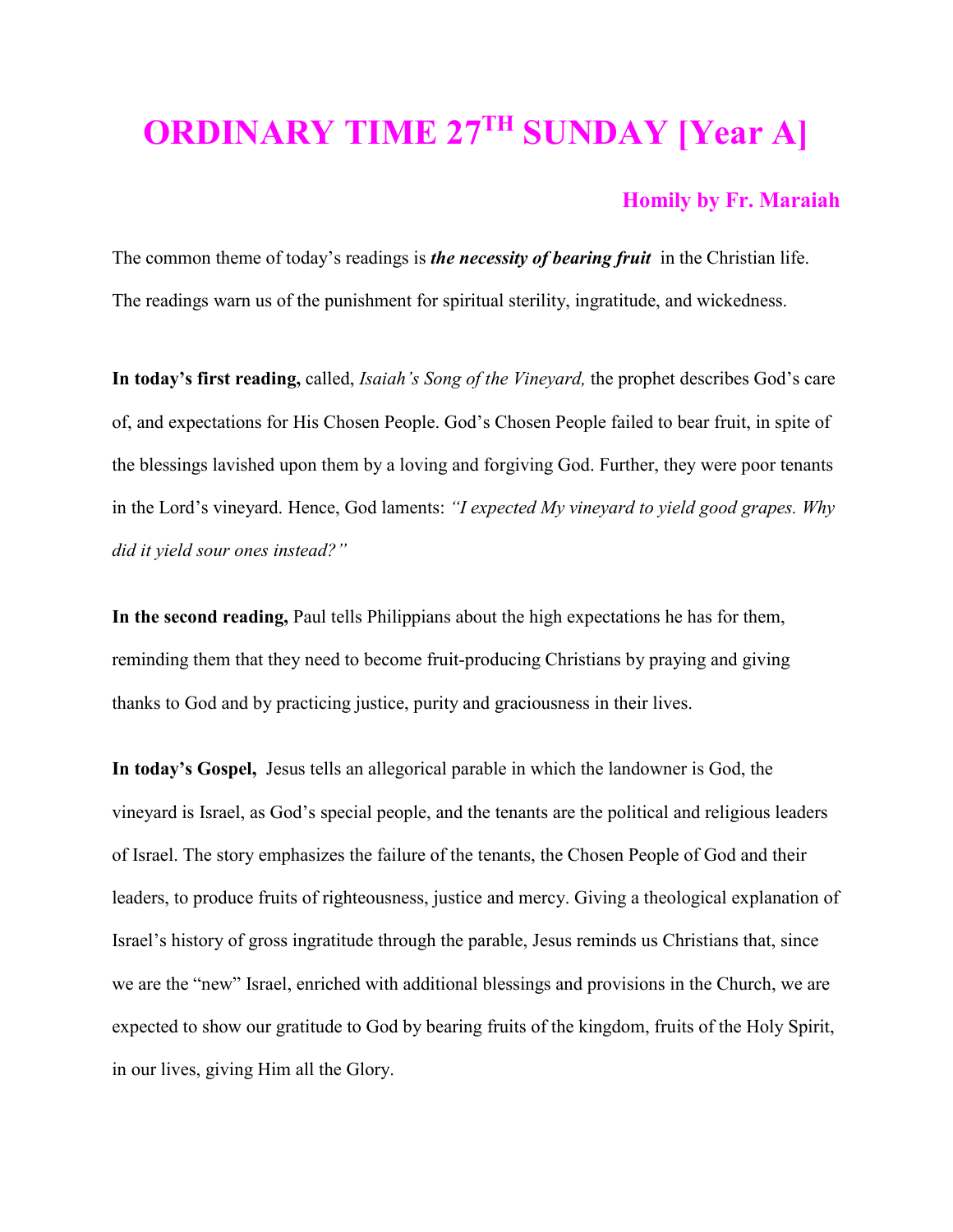# ORDINARY TIME 27TH SUNDAY [Year A]

**Homily by Fr. Maraiah**

The common theme of today's readings is ***the necessity of bearing fruit*** in the Christian life. The readings warn us of the punishment for spiritual sterility, ingratitude, and wickedness.

**In today's first reading,** called, *Isaiah's Song of the Vineyard,* the prophet describes God's care of, and expectations for His Chosen People. God's Chosen People failed to bear fruit, in spite of the blessings lavished upon them by a loving and forgiving God. Further, they were poor tenants in the Lord's vineyard. Hence, God laments: *"I expected My vineyard to yield good grapes. Why did it yield sour ones instead?"*

**In the second reading,** Paul tells Philippians about the high expectations he has for them, reminding them that they need to become fruit-producing Christians by praying and giving thanks to God and by practicing justice, purity and graciousness in their lives.

**In today's Gospel,** Jesus tells an allegorical parable in which the landowner is God, the vineyard is Israel, as God's special people, and the tenants are the political and religious leaders of Israel. The story emphasizes the failure of the tenants, the Chosen People of God and their leaders, to produce fruits of righteousness, justice and mercy. Giving a theological explanation of Israel's history of gross ingratitude through the parable, Jesus reminds us Christians that, since we are the "new" Israel, enriched with additional blessings and provisions in the Church, we are expected to show our gratitude to God by bearing fruits of the kingdom, fruits of the Holy Spirit, in our lives, giving Him all the Glory.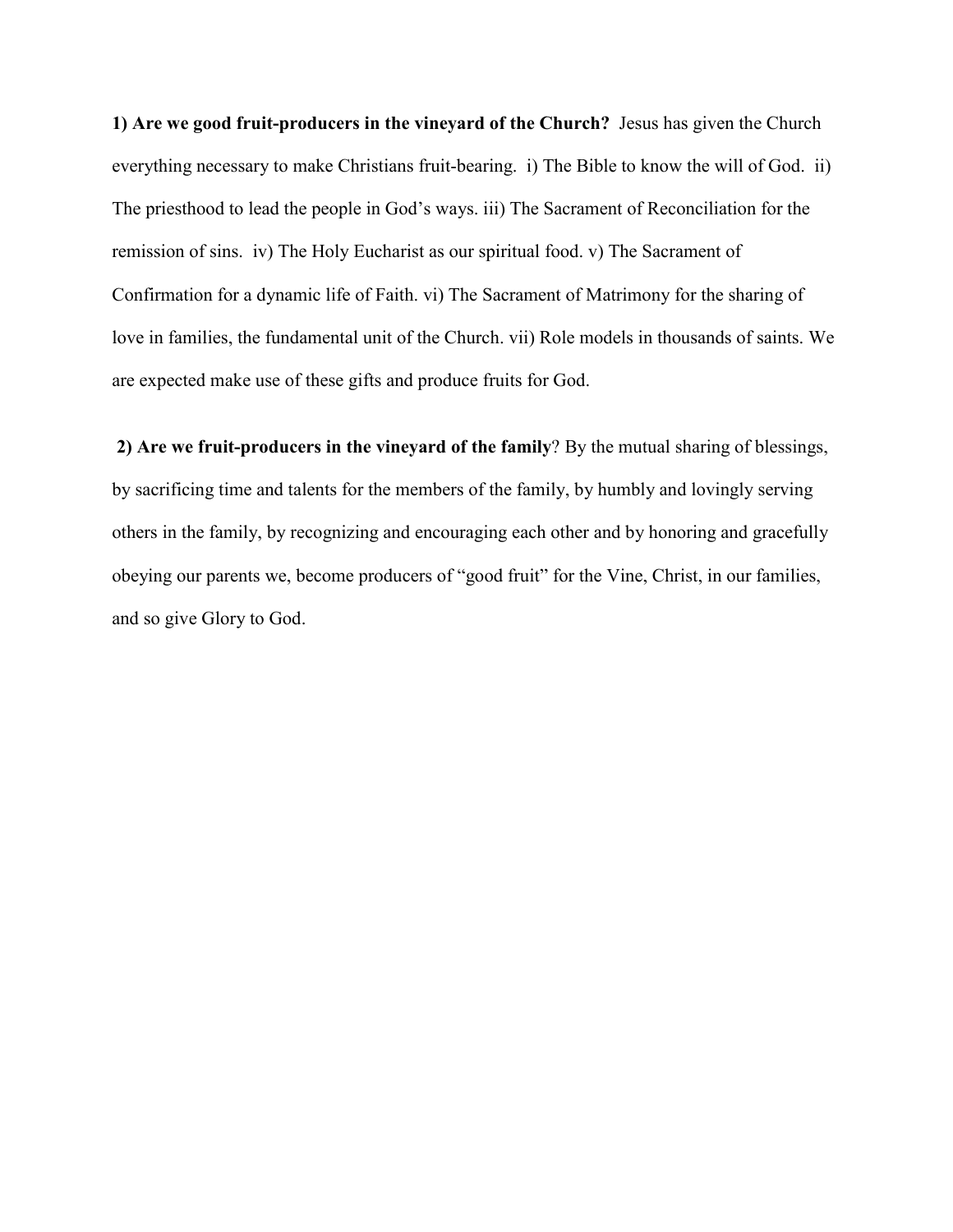**1) Are we good fruit-producers in the vineyard of the Church?** Jesus has given the Church everything necessary to make Christians fruit-bearing. i) The Bible to know the will of God. ii) The priesthood to lead the people in God's ways. iii) The Sacrament of Reconciliation for the remission of sins. iv) The Holy Eucharist as our spiritual food. v) The Sacrament of Confirmation for a dynamic life of Faith. vi) The Sacrament of Matrimony for the sharing of love in families, the fundamental unit of the Church. vii) Role models in thousands of saints. We are expected make use of these gifts and produce fruits for God.

**2) Are we fruit-producers in the vineyard of the family**? By the mutual sharing of blessings, by sacrificing time and talents for the members of the family, by humbly and lovingly serving others in the family, by recognizing and encouraging each other and by honoring and gracefully obeying our parents we, become producers of "good fruit" for the Vine, Christ, in our families, and so give Glory to God.